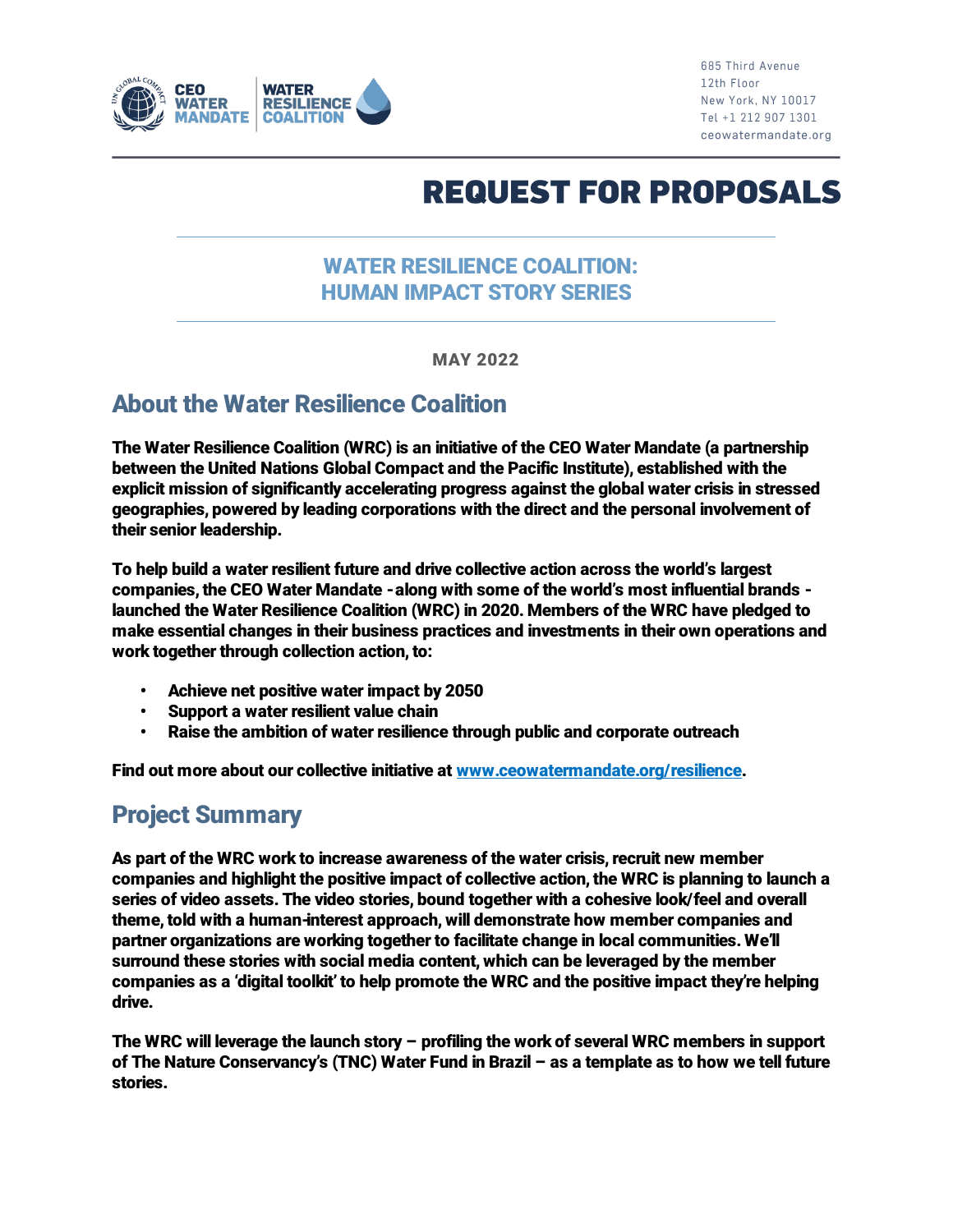685 Third Avenue
12th Floor
New York, NY 10017
Tel +1 212 907 1301
ceowatermandate.org

# REQUEST FOR PROPOSALS

## WATER RESILIENCE COALITION: HUMAN IMPACT STORY SERIES

**MAY 2022**

## About the Water Resilience Coalition

**The Water Resilience Coalition (WRC) is an initiative of the CEO Water Mandate (a partnership between the United Nations Global Compact and the Pacific Institute), established with the explicit mission of significantly accelerating progress against the global water crisis in stressed geographies, powered by leading corporations with the direct and the personal involvement of their senior leadership.**

**To help build a water resilient future and drive collective action across the world's largest companies, the CEO Water Mandate - along with some of the world's most influential brands - launched the Water Resilience Coalition (WRC) in 2020. Members of the WRC have pledged to make essential changes in their business practices and investments in their own operations and work together through collection action, to:**

- **Achieve net positive water impact by 2050**
- **Support a water resilient value chain**
- **Raise the ambition of water resilience through public and corporate outreach**

**Find out more about our collective initiative at [www.ceowatermandate.org/resilience](www.ceowatermandate.org/resilience).**

## Project Summary

**As part of the WRC work to increase awareness of the water crisis, recruit new member companies and highlight the positive impact of collective action, the WRC is planning to launch a series of video assets. The video stories, bound together with a cohesive look/feel and overall theme, told with a human-interest approach, will demonstrate how member companies and partner organizations are working together to facilitate change in local communities. We'll surround these stories with social media content, which can be leveraged by the member companies as a 'digital toolkit' to help promote the WRC and the positive impact they're helping drive.**

**The WRC will leverage the launch story – profiling the work of several WRC members in support of The Nature Conservancy's (TNC) Water Fund in Brazil – as a template as to how we tell future stories.**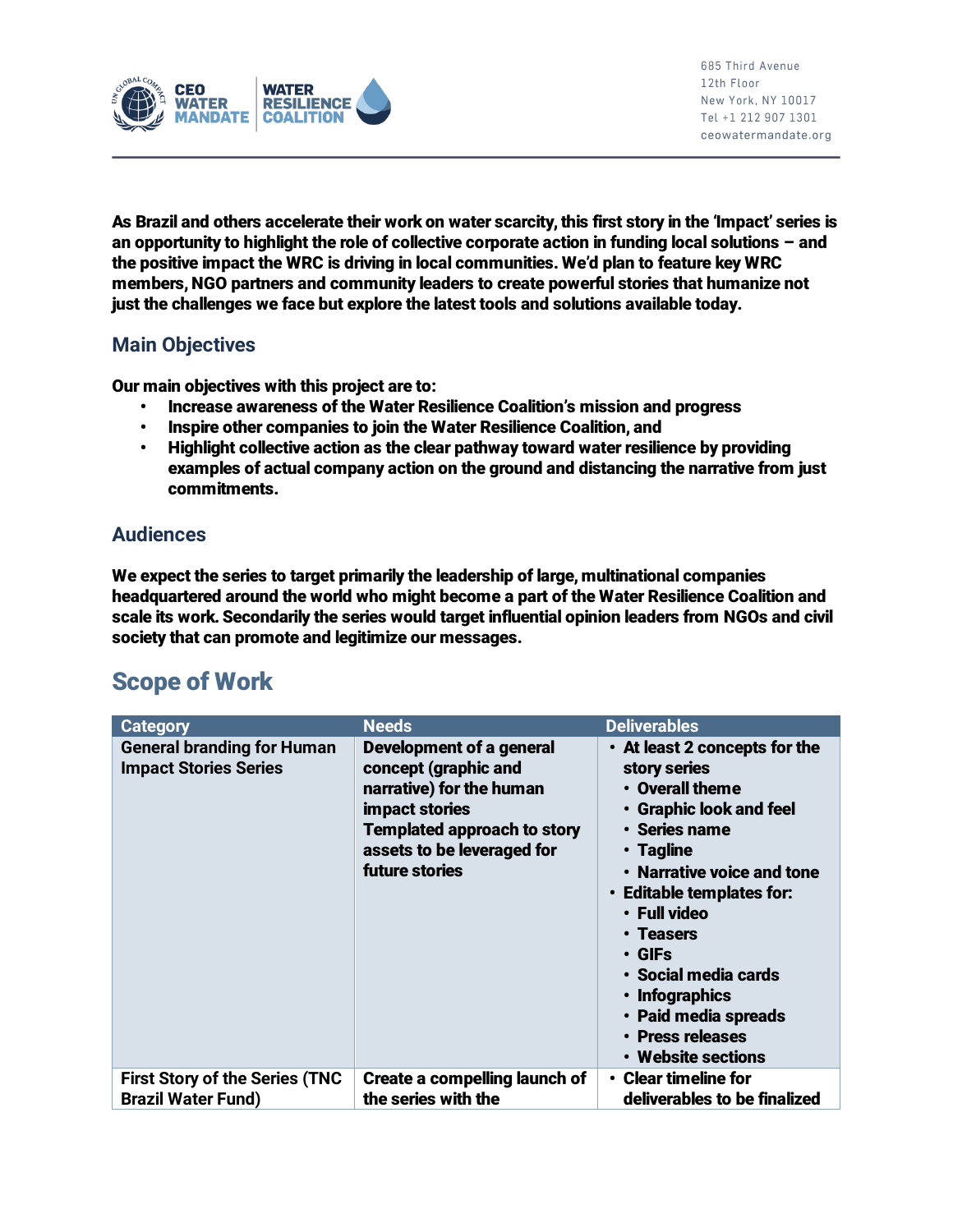**As Brazil and others accelerate their work on water scarcity, this first story in the 'Impact' series is an opportunity to highlight the role of collective corporate action in funding local solutions – and the positive impact the WRC is driving in local communities. We'd plan to feature key WRC members, NGO partners and community leaders to create powerful stories that humanize not just the challenges we face but explore the latest tools and solutions available today.**

### Main Objectives

**Our main objectives with this project are to:**

- **Increase awareness of the Water Resilience Coalition's mission and progress**
- **Inspire other companies to join the Water Resilience Coalition, and**
- **Highlight collective action as the clear pathway toward water resilience by providing examples of actual company action on the ground and distancing the narrative from just commitments.**

### Audiences

**We expect the series to target primarily the leadership of large, multinational companies headquartered around the world who might become a part of the Water Resilience Coalition and scale its work. Secondarily the series would target influential opinion leaders from NGOs and civil society that can promote and legitimize our messages.**

## Scope of Work

| Category | Needs | Deliverables |
|---|---|---|
| General branding for Human Impact Stories Series | Development of a general concept (graphic and narrative) for the human impact stories<br>Templated approach to story assets to be leveraged for future stories | • At least 2 concepts for the story series<br>  • Overall theme<br>  • Graphic look and feel<br>  • Series name<br>  • Tagline<br>  • Narrative voice and tone<br>• Editable templates for:<br>  • Full video<br>  • Teasers<br>  • GIFs<br>  • Social media cards<br>  • Infographics<br>  • Paid media spreads<br>  • Press releases<br>  • Website sections |
| First Story of the Series (TNC Brazil Water Fund) | Create a compelling launch of the series with the | • Clear timeline for deliverables to be finalized |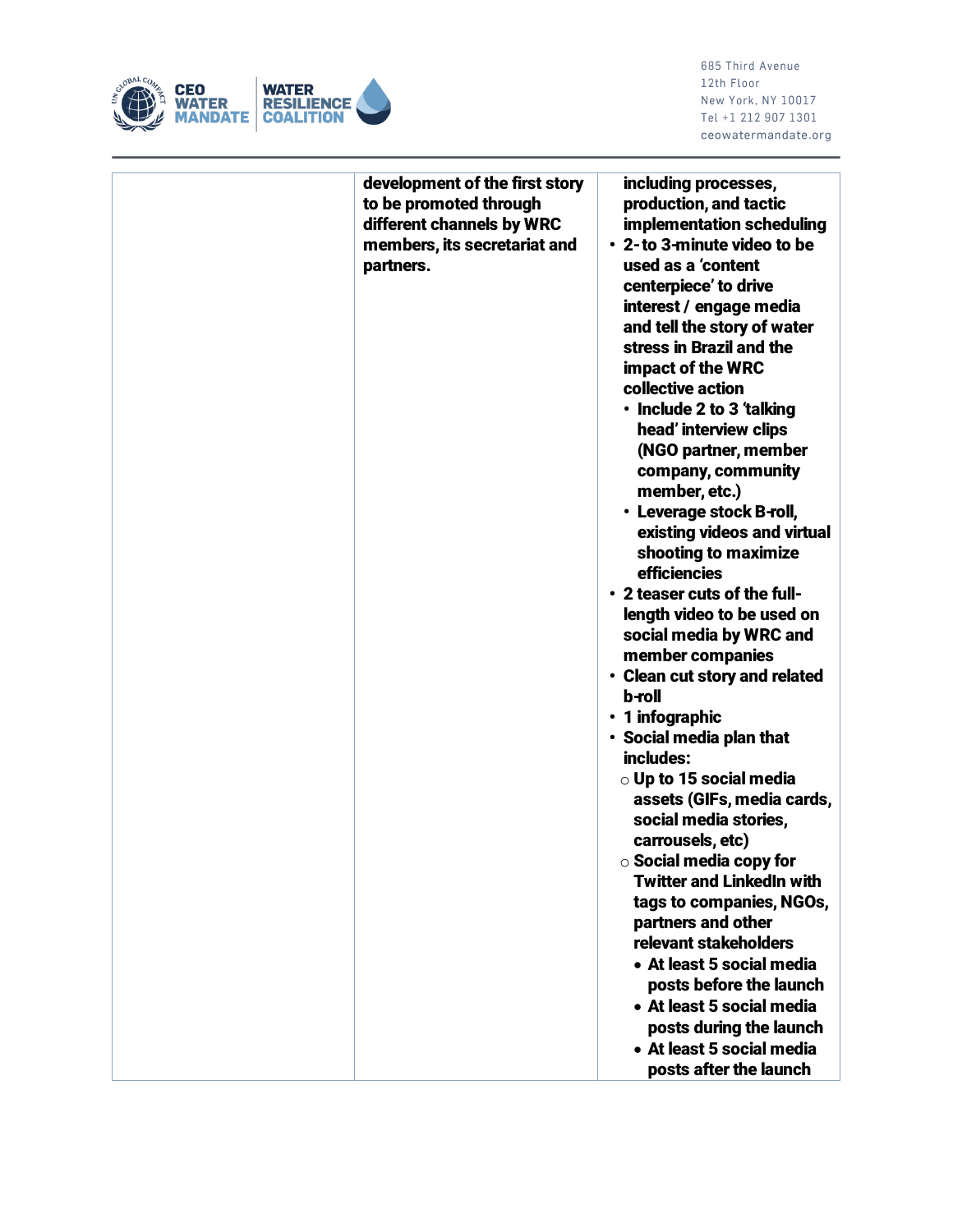| | | |
|---|---|---|
| | **development of the first story to be promoted through different channels by WRC members, its secretariat and partners.** | **including processes, production, and tactic implementation scheduling**<br>• **2- to 3-minute video to be used as a 'content centerpiece' to drive interest / engage media and tell the story of water stress in Brazil and the impact of the WRC collective action**<br>&nbsp;&nbsp;• **Include 2 to 3 'talking head' interview clips (NGO partner, member company, community member, etc.)**<br>&nbsp;&nbsp;• **Leverage stock B-roll, existing videos and virtual shooting to maximize efficiencies**<br>• **2 teaser cuts of the full-length video to be used on social media by WRC and member companies**<br>• **Clean cut story and related b-roll**<br>• **1 infographic**<br>• **Social media plan that includes:**<br>&nbsp;&nbsp;○ **Up to 15 social media assets (GIFs, media cards, social media stories, carrousels, etc)**<br>&nbsp;&nbsp;○ **Social media copy for Twitter and LinkedIn with tags to companies, NGOs, partners and other relevant stakeholders**<br>&nbsp;&nbsp;&nbsp;&nbsp;• **At least 5 social media posts before the launch**<br>&nbsp;&nbsp;&nbsp;&nbsp;• **At least 5 social media posts during the launch**<br>&nbsp;&nbsp;&nbsp;&nbsp;• **At least 5 social media posts after the launch** |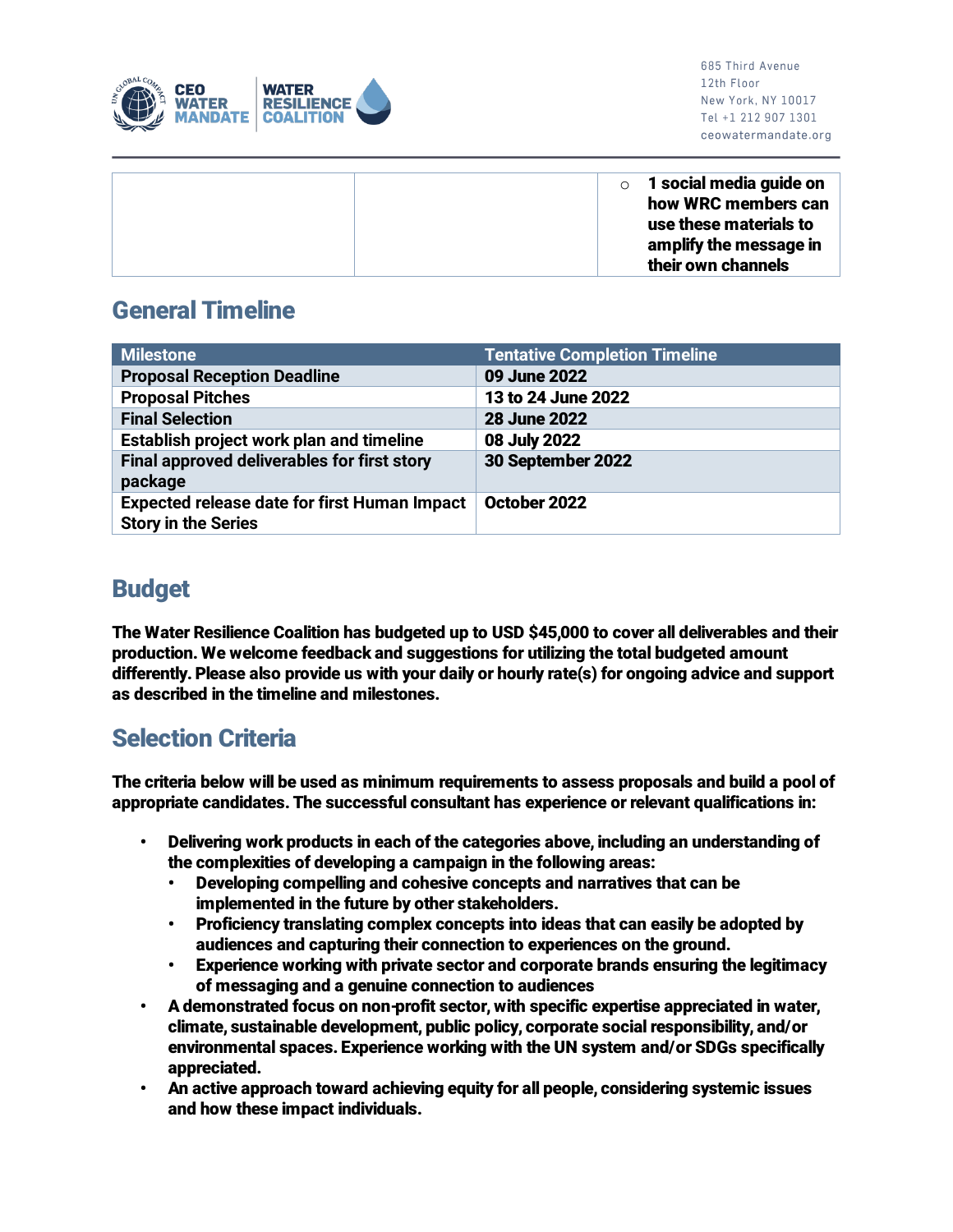| | | ○ **1 social media guide on how WRC members can use these materials to amplify the message in their own channels** |
|---|---|---|

## General Timeline

| Milestone | Tentative Completion Timeline |
|---|---|
| **Proposal Reception Deadline** | **09 June 2022** |
| **Proposal Pitches** | **13 to 24 June 2022** |
| **Final Selection** | **28 June 2022** |
| **Establish project work plan and timeline** | **08 July 2022** |
| **Final approved deliverables for first story package** | **30 September 2022** |
| **Expected release date for first Human Impact Story in the Series** | **October 2022** |

## Budget

**The Water Resilience Coalition has budgeted up to USD $45,000 to cover all deliverables and their production. We welcome feedback and suggestions for utilizing the total budgeted amount differently. Please also provide us with your daily or hourly rate(s) for ongoing advice and support as described in the timeline and milestones.**

## Selection Criteria

**The criteria below will be used as minimum requirements to assess proposals and build a pool of appropriate candidates. The successful consultant has experience or relevant qualifications in:**

- **Delivering work products in each of the categories above, including an understanding of the complexities of developing a campaign in the following areas:**
  - **Developing compelling and cohesive concepts and narratives that can be implemented in the future by other stakeholders.**
  - **Proficiency translating complex concepts into ideas that can easily be adopted by audiences and capturing their connection to experiences on the ground.**
  - **Experience working with private sector and corporate brands ensuring the legitimacy of messaging and a genuine connection to audiences**
- **A demonstrated focus on non-profit sector, with specific expertise appreciated in water, climate, sustainable development, public policy, corporate social responsibility, and/or environmental spaces. Experience working with the UN system and/or SDGs specifically appreciated.**
- **An active approach toward achieving equity for all people, considering systemic issues and how these impact individuals.**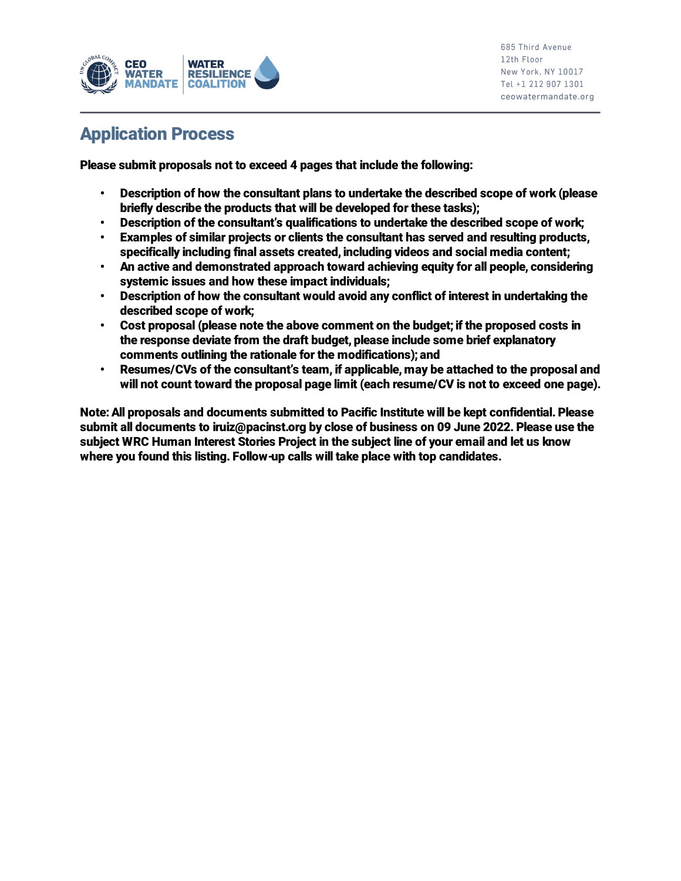## Application Process

**Please submit proposals not to exceed 4 pages that include the following:**

- **Description of how the consultant plans to undertake the described scope of work (please briefly describe the products that will be developed for these tasks);**
- **Description of the consultant's qualifications to undertake the described scope of work;**
- **Examples of similar projects or clients the consultant has served and resulting products, specifically including final assets created, including videos and social media content;**
- **An active and demonstrated approach toward achieving equity for all people, considering systemic issues and how these impact individuals;**
- **Description of how the consultant would avoid any conflict of interest in undertaking the described scope of work;**
- **Cost proposal (please note the above comment on the budget; if the proposed costs in the response deviate from the draft budget, please include some brief explanatory comments outlining the rationale for the modifications); and**
- **Resumes/CVs of the consultant's team, if applicable, may be attached to the proposal and will not count toward the proposal page limit (each resume/CV is not to exceed one page).**

**Note: All proposals and documents submitted to Pacific Institute will be kept confidential. Please submit all documents to iruiz@pacinst.org by close of business on 09 June 2022. Please use the subject WRC Human Interest Stories Project in the subject line of your email and let us know where you found this listing. Follow-up calls will take place with top candidates.**